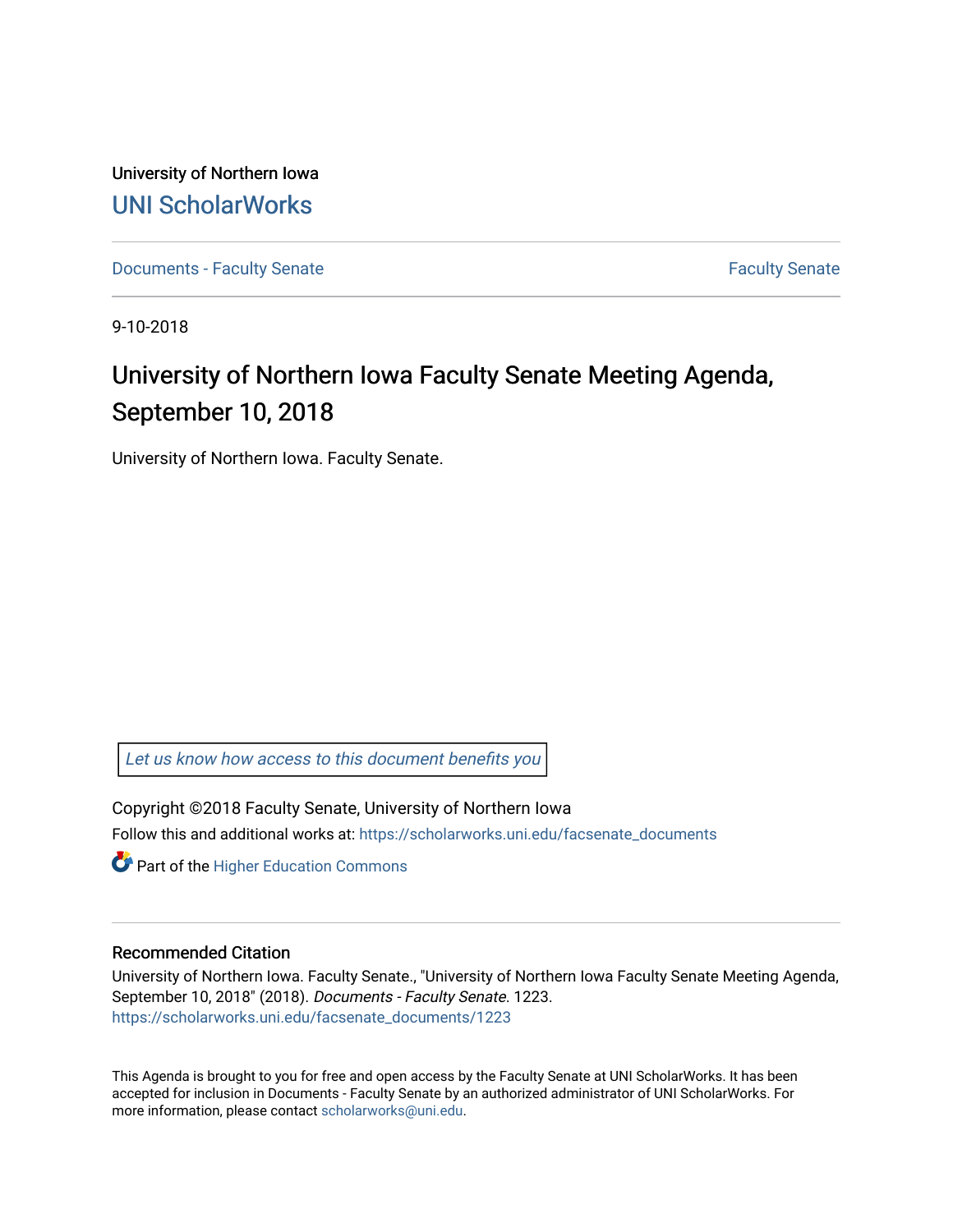University of Northern Iowa

UNI ScholarWorks

Documents - Faculty Senate

Faculty Senate

9-10-2018

# University of Northern Iowa Faculty Senate Meeting Agenda, September 10, 2018

University of Northern Iowa. Faculty Senate.

Let us know how access to this document benefits you

Copyright ©2018 Faculty Senate, University of Northern Iowa

Follow this and additional works at: https://scholarworks.uni.edu/facsenate_documents

Part of the Higher Education Commons

## Recommended Citation

University of Northern Iowa. Faculty Senate., "University of Northern Iowa Faculty Senate Meeting Agenda, September 10, 2018" (2018). *Documents - Faculty Senate*. 1223.
https://scholarworks.uni.edu/facsenate_documents/1223

This Agenda is brought to you for free and open access by the Faculty Senate at UNI ScholarWorks. It has been accepted for inclusion in Documents - Faculty Senate by an authorized administrator of UNI ScholarWorks. For more information, please contact scholarworks@uni.edu.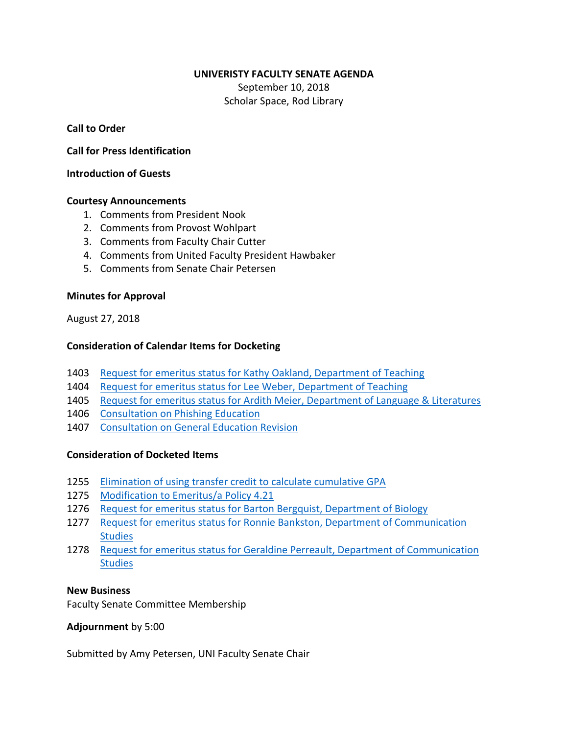**UNIVERISTY FACULTY SENATE AGENDA**

September 10, 2018

Scholar Space, Rod Library

**Call to Order**

**Call for Press Identification**

**Introduction of Guests**

**Courtesy Announcements**

1. Comments from President Nook
2. Comments from Provost Wohlpart
3. Comments from Faculty Chair Cutter
4. Comments from United Faculty President Hawbaker
5. Comments from Senate Chair Petersen

**Minutes for Approval**

August 27, 2018

**Consideration of Calendar Items for Docketing**

1403 Request for emeritus status for Kathy Oakland, Department of Teaching
1404 Request for emeritus status for Lee Weber, Department of Teaching
1405 Request for emeritus status for Ardith Meier, Department of Language & Literatures
1406 Consultation on Phishing Education
1407 Consultation on General Education Revision

**Consideration of Docketed Items**

1255 Elimination of using transfer credit to calculate cumulative GPA
1275 Modification to Emeritus/a Policy 4.21
1276 Request for emeritus status for Barton Bergquist, Department of Biology
1277 Request for emeritus status for Ronnie Bankston, Department of Communication Studies
1278 Request for emeritus status for Geraldine Perreault, Department of Communication Studies

**New Business**

Faculty Senate Committee Membership

**Adjournment** by 5:00

Submitted by Amy Petersen, UNI Faculty Senate Chair